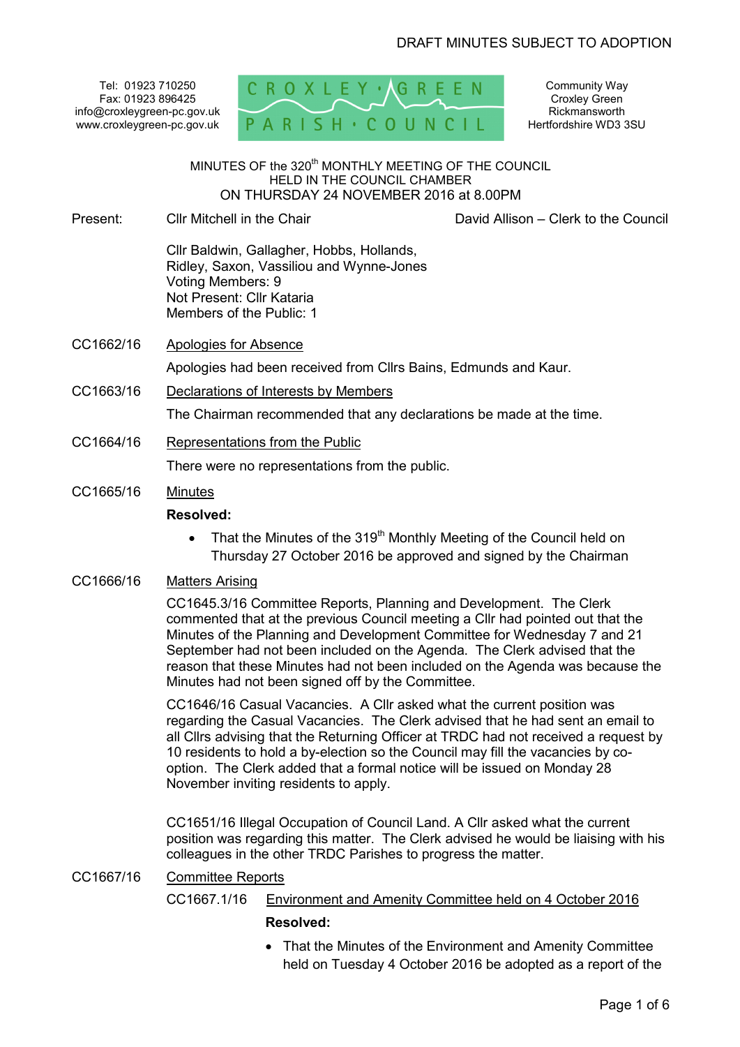DRAFT MINUTES SUBJECT TO ADOPTION

Tel: 01923 710250
Fax: 01923 896425
info@croxleygreen-pc.gov.uk
www.croxleygreen-pc.gov.uk

CROXLEY GREEN PARISH COUNCIL

Community Way
Croxley Green
Rickmansworth
Hertfordshire WD3 3SU

MINUTES OF the 320th MONTHLY MEETING OF THE COUNCIL
HELD IN THE COUNCIL CHAMBER
ON THURSDAY 24 NOVEMBER 2016 at 8.00PM

Present: Cllr Mitchell in the Chair — David Allison – Clerk to the Council

Cllr Baldwin, Gallagher, Hobbs, Hollands, Ridley, Saxon, Vassiliou and Wynne-Jones
Voting Members: 9
Not Present: Cllr Kataria
Members of the Public: 1

**CC1662/16 Apologies for Absence**

Apologies had been received from Cllrs Bains, Edmunds and Kaur.

**CC1663/16 Declarations of Interests by Members**

The Chairman recommended that any declarations be made at the time.

**CC1664/16 Representations from the Public**

There were no representations from the public.

**CC1665/16 Minutes**

**Resolved:**

- That the Minutes of the 319th Monthly Meeting of the Council held on Thursday 27 October 2016 be approved and signed by the Chairman

**CC1666/16 Matters Arising**

CC1645.3/16 Committee Reports, Planning and Development. The Clerk commented that at the previous Council meeting a Cllr had pointed out that the Minutes of the Planning and Development Committee for Wednesday 7 and 21 September had not been included on the Agenda. The Clerk advised that the reason that these Minutes had not been included on the Agenda was because the Minutes had not been signed off by the Committee.

CC1646/16 Casual Vacancies. A Cllr asked what the current position was regarding the Casual Vacancies. The Clerk advised that he had sent an email to all Cllrs advising that the Returning Officer at TRDC had not received a request by 10 residents to hold a by-election so the Council may fill the vacancies by co-option. The Clerk added that a formal notice will be issued on Monday 28 November inviting residents to apply.

CC1651/16 Illegal Occupation of Council Land. A Cllr asked what the current position was regarding this matter. The Clerk advised he would be liaising with his colleagues in the other TRDC Parishes to progress the matter.

**CC1667/16 Committee Reports**

CC1667.1/16 Environment and Amenity Committee held on 4 October 2016

**Resolved:**

- That the Minutes of the Environment and Amenity Committee held on Tuesday 4 October 2016 be adopted as a report of the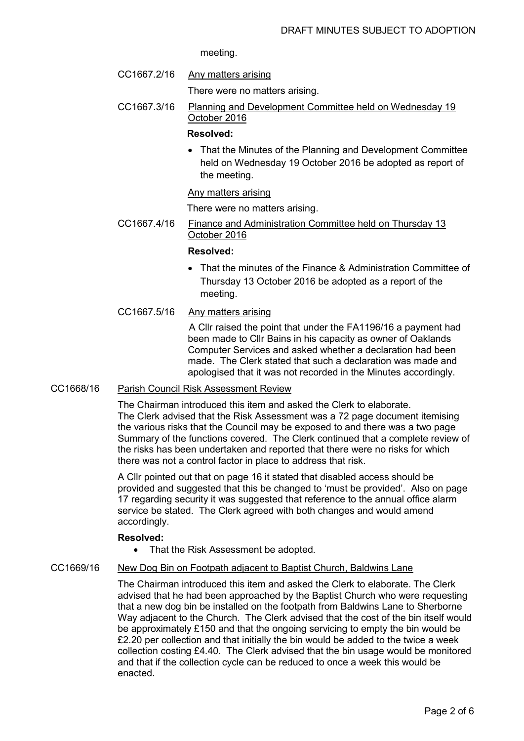meeting.

CC1667.2/16 Any matters arising

There were no matters arising.

CC1667.3/16 Planning and Development Committee held on Wednesday 19 October 2016

**Resolved:**

- That the Minutes of the Planning and Development Committee held on Wednesday 19 October 2016 be adopted as report of the meeting.

Any matters arising

There were no matters arising.

CC1667.4/16 Finance and Administration Committee held on Thursday 13 October 2016

**Resolved:**

- That the minutes of the Finance & Administration Committee of Thursday 13 October 2016 be adopted as a report of the meeting.

CC1667.5/16 Any matters arising

A Cllr raised the point that under the FA1196/16 a payment had been made to Cllr Bains in his capacity as owner of Oaklands Computer Services and asked whether a declaration had been made. The Clerk stated that such a declaration was made and apologised that it was not recorded in the Minutes accordingly.

CC1668/16 Parish Council Risk Assessment Review

The Chairman introduced this item and asked the Clerk to elaborate. The Clerk advised that the Risk Assessment was a 72 page document itemising the various risks that the Council may be exposed to and there was a two page Summary of the functions covered. The Clerk continued that a complete review of the risks has been undertaken and reported that there were no risks for which there was not a control factor in place to address that risk.

A Cllr pointed out that on page 16 it stated that disabled access should be provided and suggested that this be changed to 'must be provided'. Also on page 17 regarding security it was suggested that reference to the annual office alarm service be stated. The Clerk agreed with both changes and would amend accordingly.

**Resolved:**

- That the Risk Assessment be adopted.

CC1669/16 New Dog Bin on Footpath adjacent to Baptist Church, Baldwins Lane

The Chairman introduced this item and asked the Clerk to elaborate. The Clerk advised that he had been approached by the Baptist Church who were requesting that a new dog bin be installed on the footpath from Baldwins Lane to Sherborne Way adjacent to the Church. The Clerk advised that the cost of the bin itself would be approximately £150 and that the ongoing servicing to empty the bin would be £2.20 per collection and that initially the bin would be added to the twice a week collection costing £4.40. The Clerk advised that the bin usage would be monitored and that if the collection cycle can be reduced to once a week this would be enacted.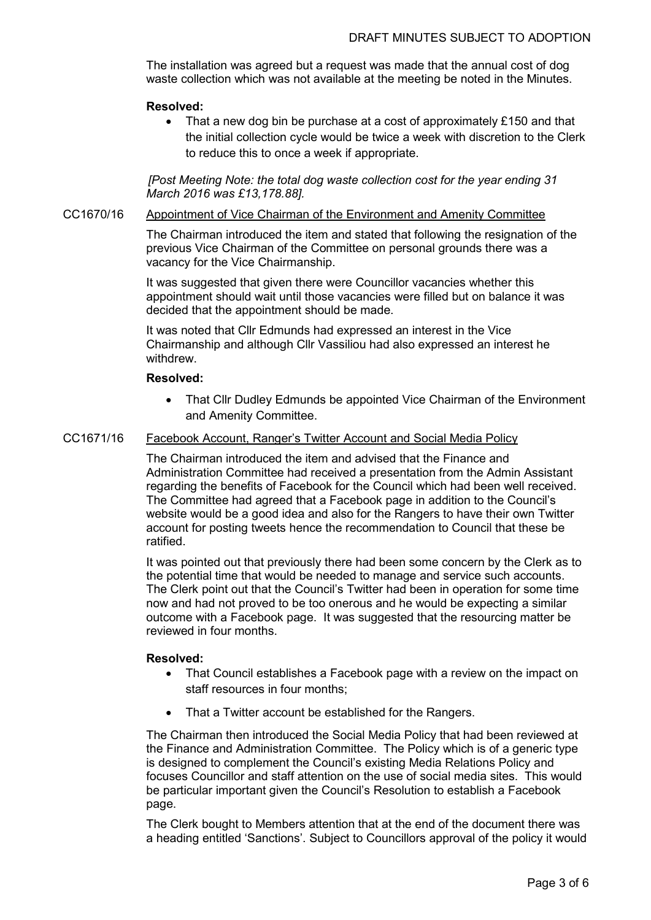The installation was agreed but a request was made that the annual cost of dog waste collection which was not available at the meeting be noted in the Minutes.

**Resolved:**

- That a new dog bin be purchase at a cost of approximately £150 and that the initial collection cycle would be twice a week with discretion to the Clerk to reduce this to once a week if appropriate.

*[Post Meeting Note: the total dog waste collection cost for the year ending 31 March 2016 was £13,178.88].*

CC1670/16 Appointment of Vice Chairman of the Environment and Amenity Committee

The Chairman introduced the item and stated that following the resignation of the previous Vice Chairman of the Committee on personal grounds there was a vacancy for the Vice Chairmanship.

It was suggested that given there were Councillor vacancies whether this appointment should wait until those vacancies were filled but on balance it was decided that the appointment should be made.

It was noted that Cllr Edmunds had expressed an interest in the Vice Chairmanship and although Cllr Vassiliou had also expressed an interest he withdrew.

**Resolved:**

- That Cllr Dudley Edmunds be appointed Vice Chairman of the Environment and Amenity Committee.

CC1671/16 Facebook Account, Ranger's Twitter Account and Social Media Policy

The Chairman introduced the item and advised that the Finance and Administration Committee had received a presentation from the Admin Assistant regarding the benefits of Facebook for the Council which had been well received. The Committee had agreed that a Facebook page in addition to the Council's website would be a good idea and also for the Rangers to have their own Twitter account for posting tweets hence the recommendation to Council that these be ratified.

It was pointed out that previously there had been some concern by the Clerk as to the potential time that would be needed to manage and service such accounts. The Clerk point out that the Council's Twitter had been in operation for some time now and had not proved to be too onerous and he would be expecting a similar outcome with a Facebook page. It was suggested that the resourcing matter be reviewed in four months.

**Resolved:**

- That Council establishes a Facebook page with a review on the impact on staff resources in four months;
- That a Twitter account be established for the Rangers.

The Chairman then introduced the Social Media Policy that had been reviewed at the Finance and Administration Committee. The Policy which is of a generic type is designed to complement the Council's existing Media Relations Policy and focuses Councillor and staff attention on the use of social media sites. This would be particular important given the Council's Resolution to establish a Facebook page.

The Clerk bought to Members attention that at the end of the document there was a heading entitled 'Sanctions'. Subject to Councillors approval of the policy it would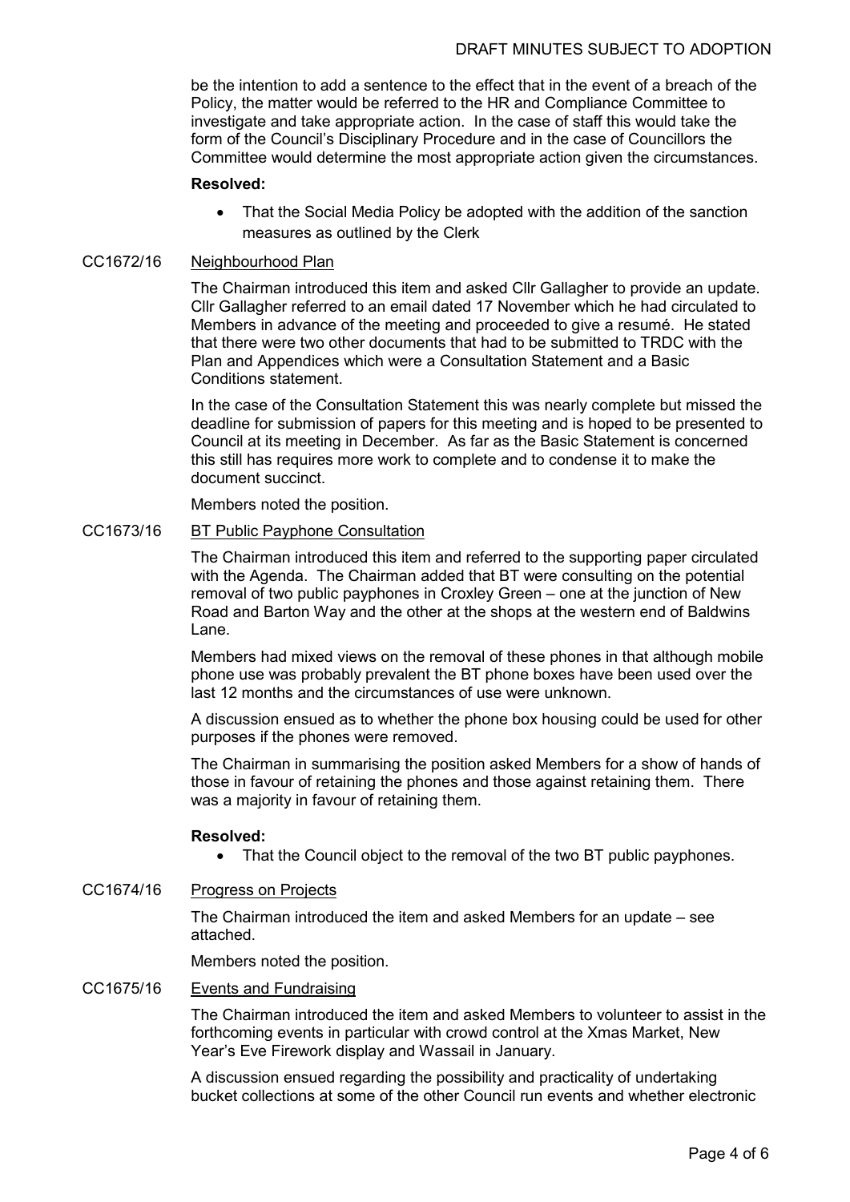be the intention to add a sentence to the effect that in the event of a breach of the Policy, the matter would be referred to the HR and Compliance Committee to investigate and take appropriate action. In the case of staff this would take the form of the Council's Disciplinary Procedure and in the case of Councillors the Committee would determine the most appropriate action given the circumstances.

**Resolved:**

- That the Social Media Policy be adopted with the addition of the sanction measures as outlined by the Clerk

CC1672/16 Neighbourhood Plan

The Chairman introduced this item and asked Cllr Gallagher to provide an update. Cllr Gallagher referred to an email dated 17 November which he had circulated to Members in advance of the meeting and proceeded to give a resumé. He stated that there were two other documents that had to be submitted to TRDC with the Plan and Appendices which were a Consultation Statement and a Basic Conditions statement.

In the case of the Consultation Statement this was nearly complete but missed the deadline for submission of papers for this meeting and is hoped to be presented to Council at its meeting in December. As far as the Basic Statement is concerned this still has requires more work to complete and to condense it to make the document succinct.

Members noted the position.

CC1673/16 BT Public Payphone Consultation

The Chairman introduced this item and referred to the supporting paper circulated with the Agenda. The Chairman added that BT were consulting on the potential removal of two public payphones in Croxley Green – one at the junction of New Road and Barton Way and the other at the shops at the western end of Baldwins Lane.

Members had mixed views on the removal of these phones in that although mobile phone use was probably prevalent the BT phone boxes have been used over the last 12 months and the circumstances of use were unknown.

A discussion ensued as to whether the phone box housing could be used for other purposes if the phones were removed.

The Chairman in summarising the position asked Members for a show of hands of those in favour of retaining the phones and those against retaining them. There was a majority in favour of retaining them.

**Resolved:**

- That the Council object to the removal of the two BT public payphones.

CC1674/16 Progress on Projects

The Chairman introduced the item and asked Members for an update – see attached.

Members noted the position.

CC1675/16 Events and Fundraising

The Chairman introduced the item and asked Members to volunteer to assist in the forthcoming events in particular with crowd control at the Xmas Market, New Year's Eve Firework display and Wassail in January.

A discussion ensued regarding the possibility and practicality of undertaking bucket collections at some of the other Council run events and whether electronic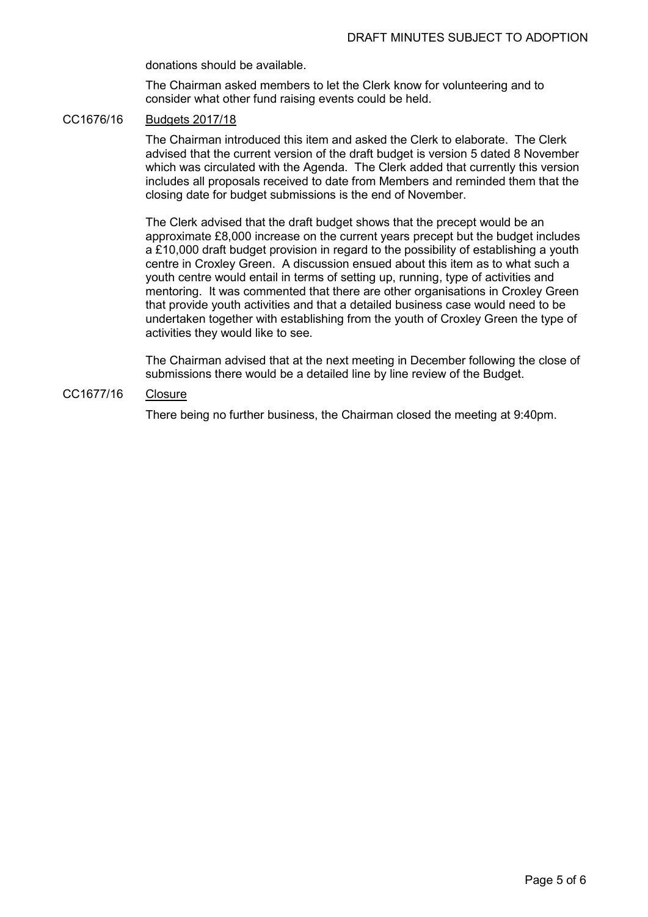donations should be available.

The Chairman asked members to let the Clerk know for volunteering and to consider what other fund raising events could be held.

CC1676/16 Budgets 2017/18

The Chairman introduced this item and asked the Clerk to elaborate. The Clerk advised that the current version of the draft budget is version 5 dated 8 November which was circulated with the Agenda. The Clerk added that currently this version includes all proposals received to date from Members and reminded them that the closing date for budget submissions is the end of November.

The Clerk advised that the draft budget shows that the precept would be an approximate £8,000 increase on the current years precept but the budget includes a £10,000 draft budget provision in regard to the possibility of establishing a youth centre in Croxley Green. A discussion ensued about this item as to what such a youth centre would entail in terms of setting up, running, type of activities and mentoring. It was commented that there are other organisations in Croxley Green that provide youth activities and that a detailed business case would need to be undertaken together with establishing from the youth of Croxley Green the type of activities they would like to see.

The Chairman advised that at the next meeting in December following the close of submissions there would be a detailed line by line review of the Budget.

CC1677/16 Closure

There being no further business, the Chairman closed the meeting at 9:40pm.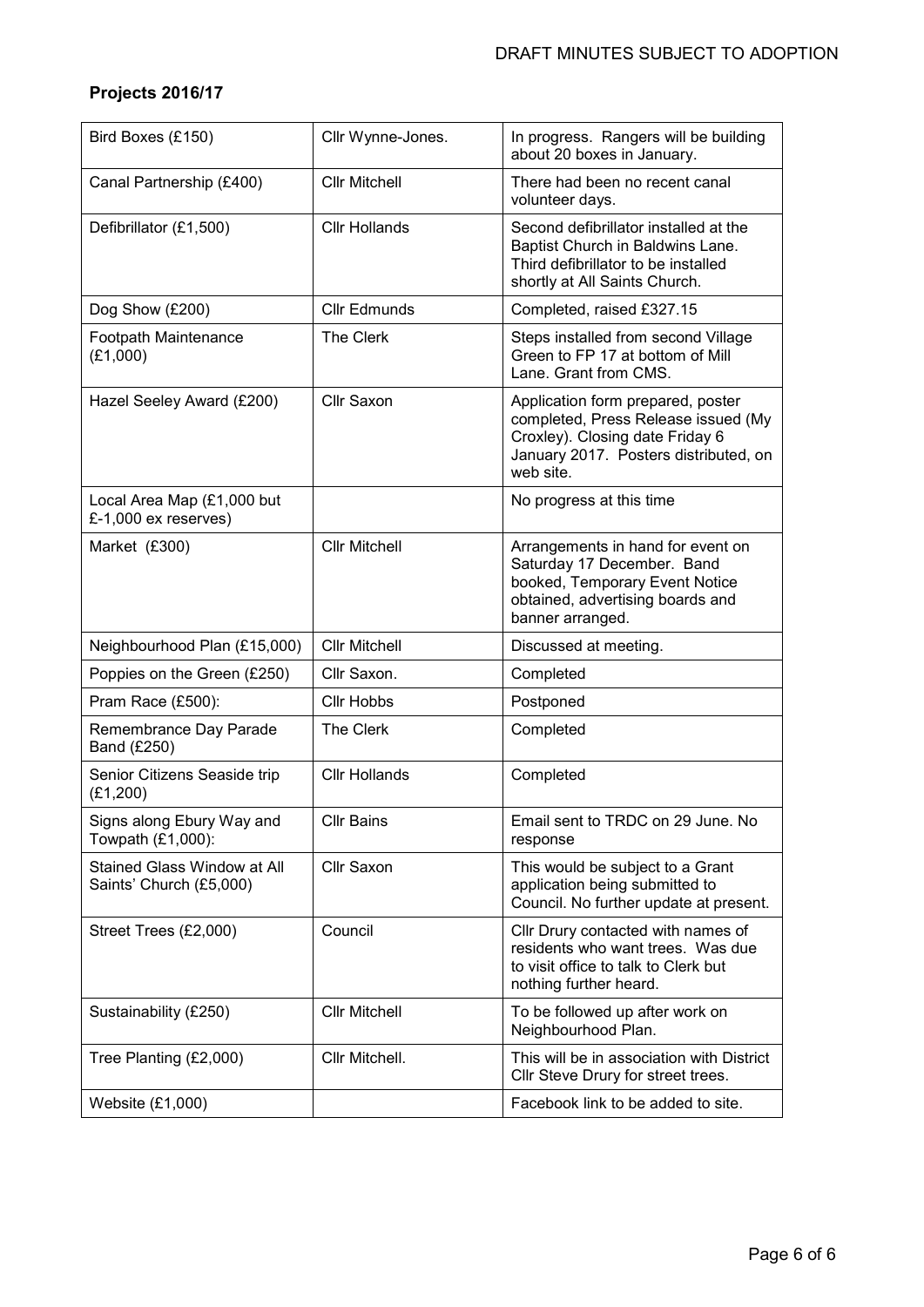DRAFT MINUTES SUBJECT TO ADOPTION

**Projects 2016/17**

| | | |
|---|---|---|
| Bird Boxes (£150) | Cllr Wynne-Jones. | In progress. Rangers will be building about 20 boxes in January. |
| Canal Partnership (£400) | Cllr Mitchell | There had been no recent canal volunteer days. |
| Defibrillator (£1,500) | Cllr Hollands | Second defibrillator installed at the Baptist Church in Baldwins Lane. Third defibrillator to be installed shortly at All Saints Church. |
| Dog Show (£200) | Cllr Edmunds | Completed, raised £327.15 |
| Footpath Maintenance (£1,000) | The Clerk | Steps installed from second Village Green to FP 17 at bottom of Mill Lane. Grant from CMS. |
| Hazel Seeley Award (£200) | Cllr Saxon | Application form prepared, poster completed, Press Release issued (My Croxley). Closing date Friday 6 January 2017. Posters distributed, on web site. |
| Local Area Map (£1,000 but £-1,000 ex reserves) | | No progress at this time |
| Market (£300) | Cllr Mitchell | Arrangements in hand for event on Saturday 17 December. Band booked, Temporary Event Notice obtained, advertising boards and banner arranged. |
| Neighbourhood Plan (£15,000) | Cllr Mitchell | Discussed at meeting. |
| Poppies on the Green (£250) | Cllr Saxon. | Completed |
| Pram Race (£500): | Cllr Hobbs | Postponed |
| Remembrance Day Parade Band (£250) | The Clerk | Completed |
| Senior Citizens Seaside trip (£1,200) | Cllr Hollands | Completed |
| Signs along Ebury Way and Towpath (£1,000): | Cllr Bains | Email sent to TRDC on 29 June. No response |
| Stained Glass Window at All Saints' Church (£5,000) | Cllr Saxon | This would be subject to a Grant application being submitted to Council. No further update at present. |
| Street Trees (£2,000) | Council | Cllr Drury contacted with names of residents who want trees. Was due to visit office to talk to Clerk but nothing further heard. |
| Sustainability (£250) | Cllr Mitchell | To be followed up after work on Neighbourhood Plan. |
| Tree Planting (£2,000) | Cllr Mitchell. | This will be in association with District Cllr Steve Drury for street trees. |
| Website (£1,000) | | Facebook link to be added to site. |